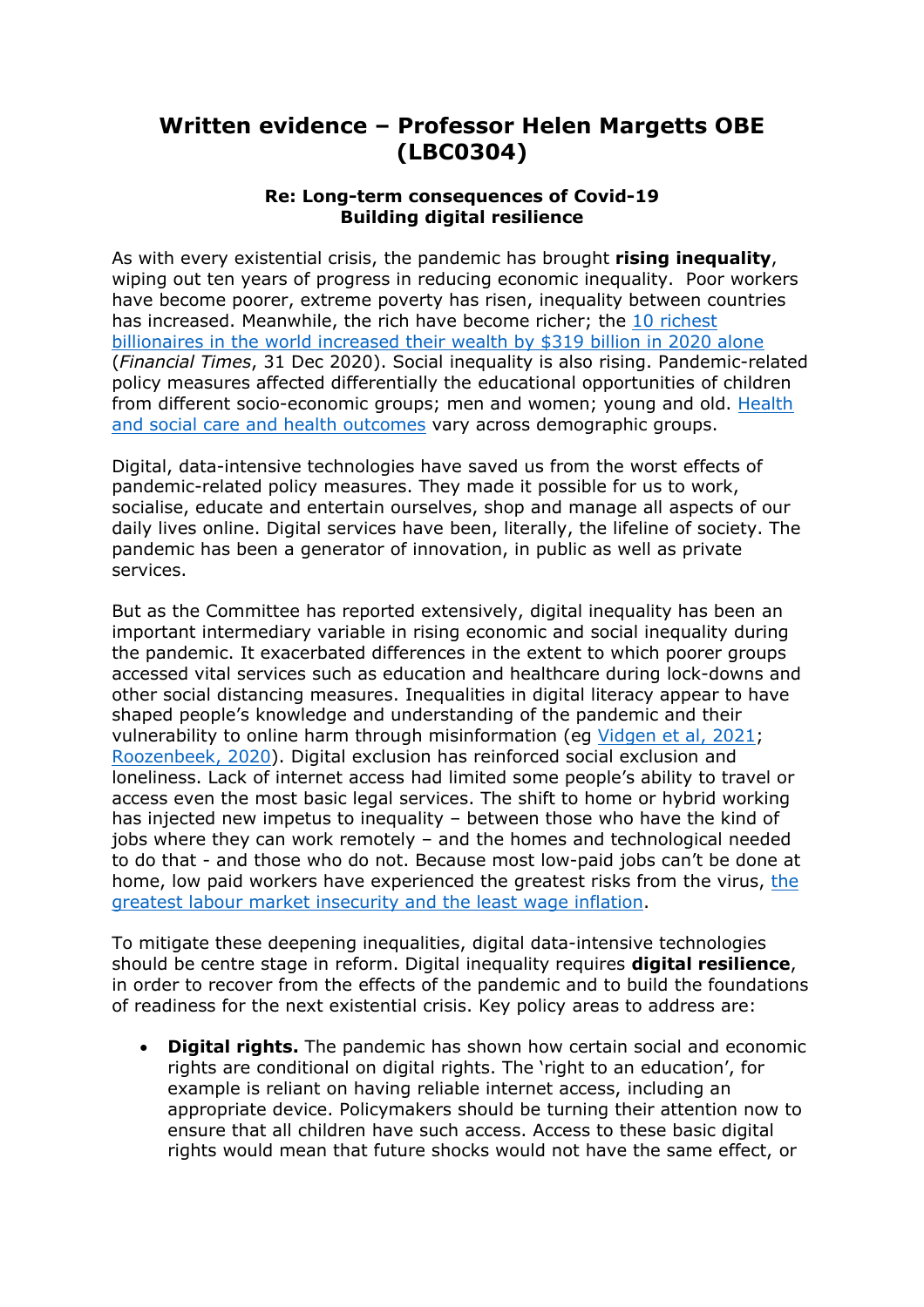# Written evidence – Professor Helen Margetts OBE (LBC0304)

**Re: Long-term consequences of Covid-19**
**Building digital resilience**

As with every existential crisis, the pandemic has brought **rising inequality**, wiping out ten years of progress in reducing economic inequality. Poor workers have become poorer, extreme poverty has risen, inequality between countries has increased. Meanwhile, the rich have become richer; the 10 richest billionaires in the world increased their wealth by $319 billion in 2020 alone (*Financial Times*, 31 Dec 2020). Social inequality is also rising. Pandemic-related policy measures affected differentially the educational opportunities of children from different socio-economic groups; men and women; young and old. Health and social care and health outcomes vary across demographic groups.

Digital, data-intensive technologies have saved us from the worst effects of pandemic-related policy measures. They made it possible for us to work, socialise, educate and entertain ourselves, shop and manage all aspects of our daily lives online. Digital services have been, literally, the lifeline of society. The pandemic has been a generator of innovation, in public as well as private services.

But as the Committee has reported extensively, digital inequality has been an important intermediary variable in rising economic and social inequality during the pandemic. It exacerbated differences in the extent to which poorer groups accessed vital services such as education and healthcare during lock-downs and other social distancing measures. Inequalities in digital literacy appear to have shaped people's knowledge and understanding of the pandemic and their vulnerability to online harm through misinformation (eg Vidgen et al, 2021; Roozenbeek, 2020). Digital exclusion has reinforced social exclusion and loneliness. Lack of internet access had limited some people's ability to travel or access even the most basic legal services. The shift to home or hybrid working has injected new impetus to inequality – between those who have the kind of jobs where they can work remotely – and the homes and technological needed to do that - and those who do not. Because most low-paid jobs can't be done at home, low paid workers have experienced the greatest risks from the virus, the greatest labour market insecurity and the least wage inflation.

To mitigate these deepening inequalities, digital data-intensive technologies should be centre stage in reform. Digital inequality requires **digital resilience**, in order to recover from the effects of the pandemic and to build the foundations of readiness for the next existential crisis. Key policy areas to address are:

- **Digital rights.** The pandemic has shown how certain social and economic rights are conditional on digital rights. The 'right to an education', for example is reliant on having reliable internet access, including an appropriate device. Policymakers should be turning their attention now to ensure that all children have such access. Access to these basic digital rights would mean that future shocks would not have the same effect, or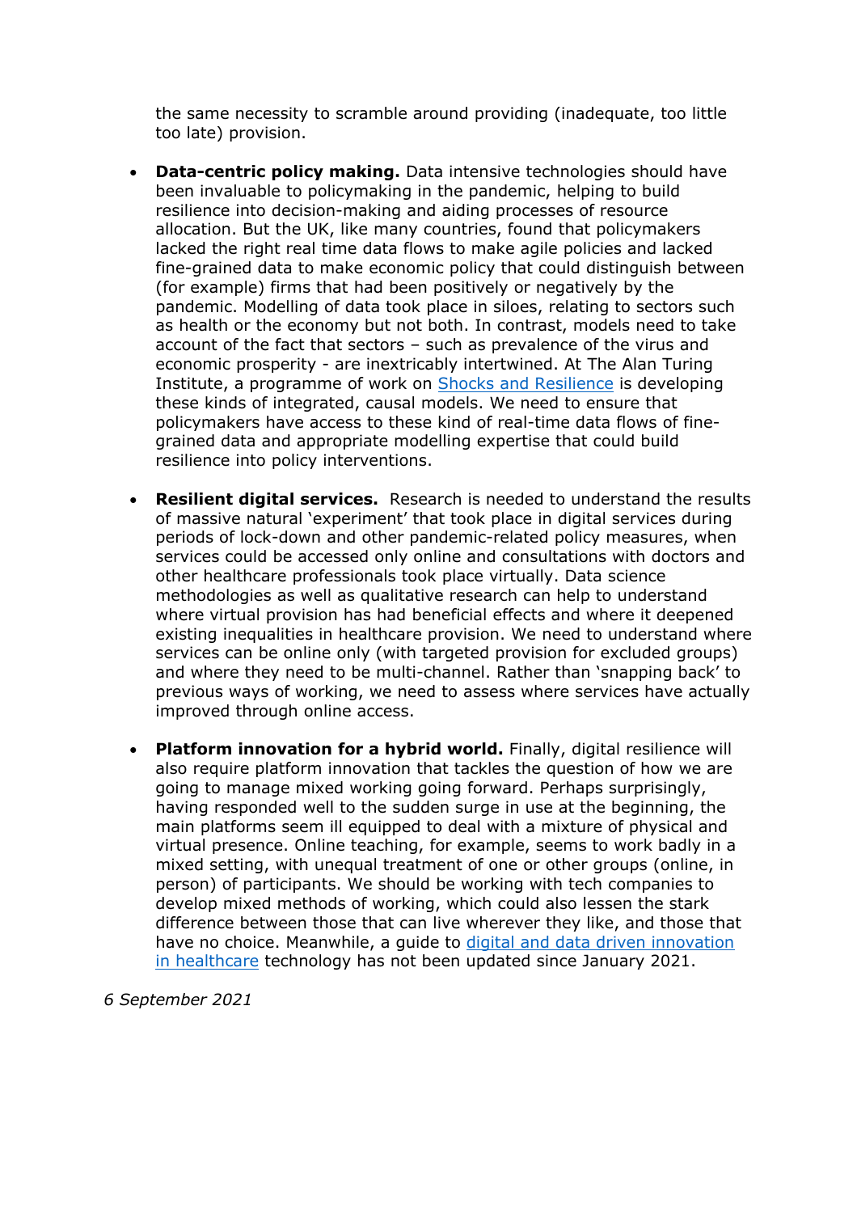the same necessity to scramble around providing (inadequate, too little too late) provision.

- **Data-centric policy making.** Data intensive technologies should have been invaluable to policymaking in the pandemic, helping to build resilience into decision-making and aiding processes of resource allocation. But the UK, like many countries, found that policymakers lacked the right real time data flows to make agile policies and lacked fine-grained data to make economic policy that could distinguish between (for example) firms that had been positively or negatively by the pandemic. Modelling of data took place in siloes, relating to sectors such as health or the economy but not both. In contrast, models need to take account of the fact that sectors – such as prevalence of the virus and economic prosperity - are inextricably intertwined. At The Alan Turing Institute, a programme of work on [Shocks and Resilience]() is developing these kinds of integrated, causal models. We need to ensure that policymakers have access to these kind of real-time data flows of fine-grained data and appropriate modelling expertise that could build resilience into policy interventions.

- **Resilient digital services.** Research is needed to understand the results of massive natural 'experiment' that took place in digital services during periods of lock-down and other pandemic-related policy measures, when services could be accessed only online and consultations with doctors and other healthcare professionals took place virtually. Data science methodologies as well as qualitative research can help to understand where virtual provision has had beneficial effects and where it deepened existing inequalities in healthcare provision. We need to understand where services can be online only (with targeted provision for excluded groups) and where they need to be multi-channel. Rather than 'snapping back' to previous ways of working, we need to assess where services have actually improved through online access.

- **Platform innovation for a hybrid world.** Finally, digital resilience will also require platform innovation that tackles the question of how we are going to manage mixed working going forward. Perhaps surprisingly, having responded well to the sudden surge in use at the beginning, the main platforms seem ill equipped to deal with a mixture of physical and virtual presence. Online teaching, for example, seems to work badly in a mixed setting, with unequal treatment of one or other groups (online, in person) of participants. We should be working with tech companies to develop mixed methods of working, which could also lessen the stark difference between those that can live wherever they like, and those that have no choice. Meanwhile, a guide to [digital and data driven innovation in healthcare]() technology has not been updated since January 2021.

*6 September 2021*